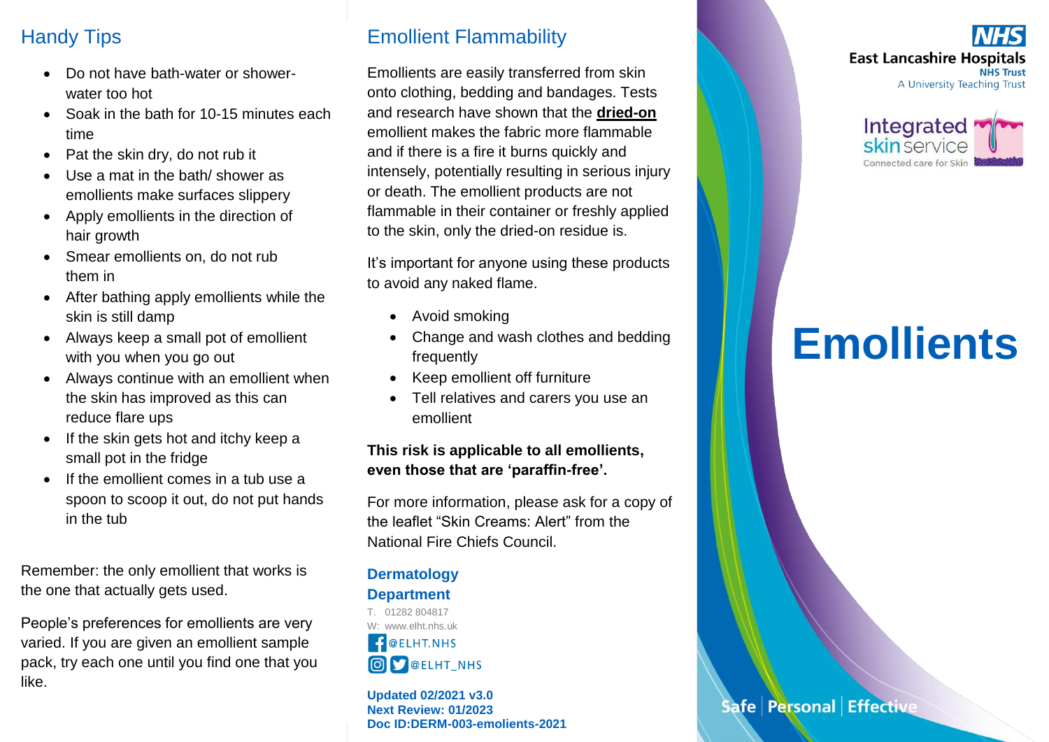## Handy Tips

- Do not have bath-water or shower-water too hot
- Soak in the bath for 10-15 minutes each time
- Pat the skin dry, do not rub it
- Use a mat in the bath/ shower as emollients make surfaces slippery
- Apply emollients in the direction of hair growth
- Smear emollients on, do not rub them in
- After bathing apply emollients while the skin is still damp
- Always keep a small pot of emollient with you when you go out
- Always continue with an emollient when the skin has improved as this can reduce flare ups
- If the skin gets hot and itchy keep a small pot in the fridge
- If the emollient comes in a tub use a spoon to scoop it out, do not put hands in the tub

Remember: the only emollient that works is the one that actually gets used.

People's preferences for emollients are very varied. If you are given an emollient sample pack, try each one until you find one that you like.

## Emollient Flammability

Emollients are easily transferred from skin onto clothing, bedding and bandages. Tests and research have shown that the **dried-on** emollient makes the fabric more flammable and if there is a fire it burns quickly and intensely, potentially resulting in serious injury or death. The emollient products are not flammable in their container or freshly applied to the skin, only the dried-on residue is.

It's important for anyone using these products to avoid any naked flame.

- Avoid smoking
- Change and wash clothes and bedding frequently
- Keep emollient off furniture
- Tell relatives and carers you use an emollient

**This risk is applicable to all emollients, even those that are 'paraffin-free'.**

For more information, please ask for a copy of the leaflet "Skin Creams: Alert" from the National Fire Chiefs Council.

**Dermatology Department**

T. 01282 804817
W: www.elht.nhs.uk
@ELHT.NHS
@ELHT_NHS

**Updated 02/2021 v3.0**
**Next Review: 01/2023**
**Doc ID:DERM-003-emolients-2021**

NHS East Lancashire Hospitals NHS Trust
A University Teaching Trust

Integrated skin service
Connected care for Skin

# Emollients

Safe | Personal | Effective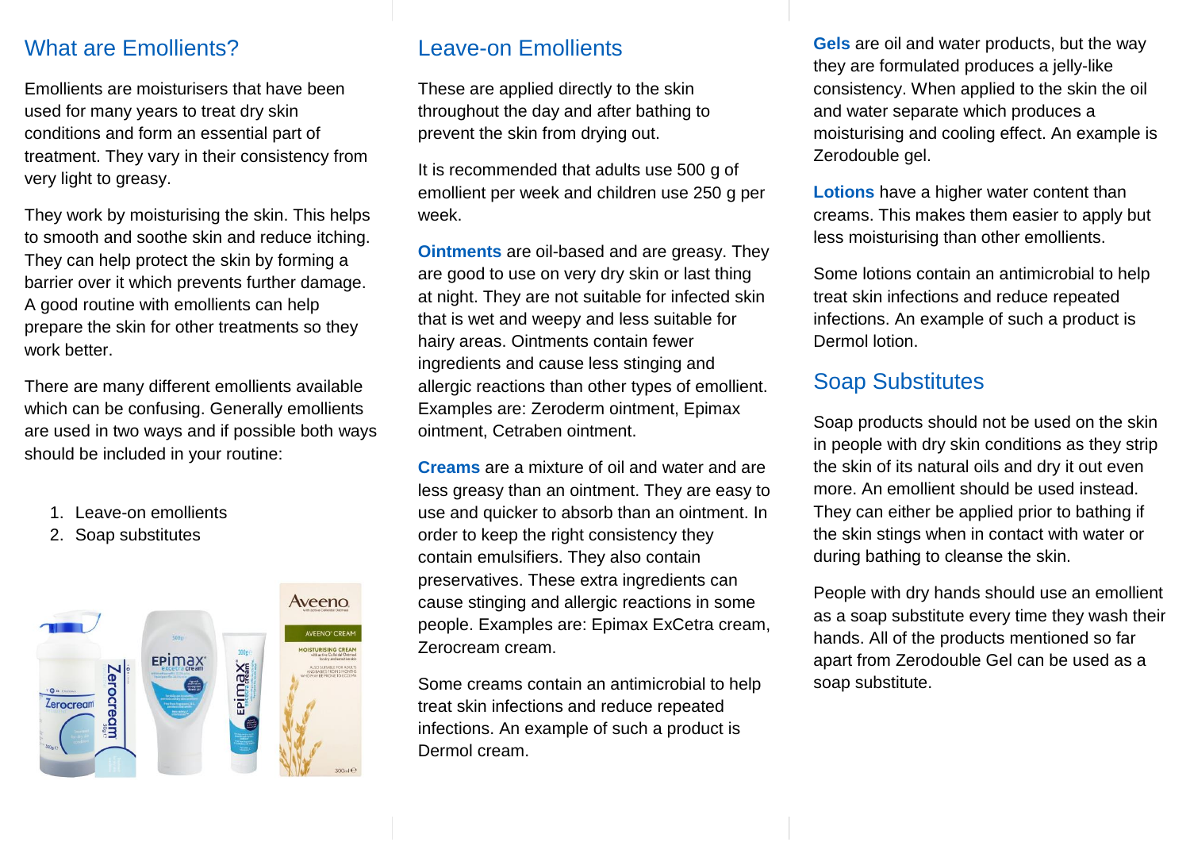## What are Emollients?

Emollients are moisturisers that have been used for many years to treat dry skin conditions and form an essential part of treatment. They vary in their consistency from very light to greasy.

They work by moisturising the skin. This helps to smooth and soothe skin and reduce itching. They can help protect the skin by forming a barrier over it which prevents further damage. A good routine with emollients can help prepare the skin for other treatments so they work better.

There are many different emollients available which can be confusing. Generally emollients are used in two ways and if possible both ways should be included in your routine:

1. Leave-on emollients
2. Soap substitutes

## Leave-on Emollients

These are applied directly to the skin throughout the day and after bathing to prevent the skin from drying out.

It is recommended that adults use 500 g of emollient per week and children use 250 g per week.

**Ointments** are oil-based and are greasy. They are good to use on very dry skin or last thing at night. They are not suitable for infected skin that is wet and weepy and less suitable for hairy areas. Ointments contain fewer ingredients and cause less stinging and allergic reactions than other types of emollient. Examples are: Zeroderm ointment, Epimax ointment, Cetraben ointment.

**Creams** are a mixture of oil and water and are less greasy than an ointment. They are easy to use and quicker to absorb than an ointment. In order to keep the right consistency they contain emulsifiers. They also contain preservatives. These extra ingredients can cause stinging and allergic reactions in some people. Examples are: Epimax ExCetra cream, Zerocream cream.

Some creams contain an antimicrobial to help treat skin infections and reduce repeated infections. An example of such a product is Dermol cream.

**Gels** are oil and water products, but the way they are formulated produces a jelly-like consistency. When applied to the skin the oil and water separate which produces a moisturising and cooling effect. An example is Zerodouble gel.

**Lotions** have a higher water content than creams. This makes them easier to apply but less moisturising than other emollients.

Some lotions contain an antimicrobial to help treat skin infections and reduce repeated infections. An example of such a product is Dermol lotion.

## Soap Substitutes

Soap products should not be used on the skin in people with dry skin conditions as they strip the skin of its natural oils and dry it out even more. An emollient should be used instead. They can either be applied prior to bathing if the skin stings when in contact with water or during bathing to cleanse the skin.

People with dry hands should use an emollient as a soap substitute every time they wash their hands. All of the products mentioned so far apart from Zerodouble Gel can be used as a soap substitute.